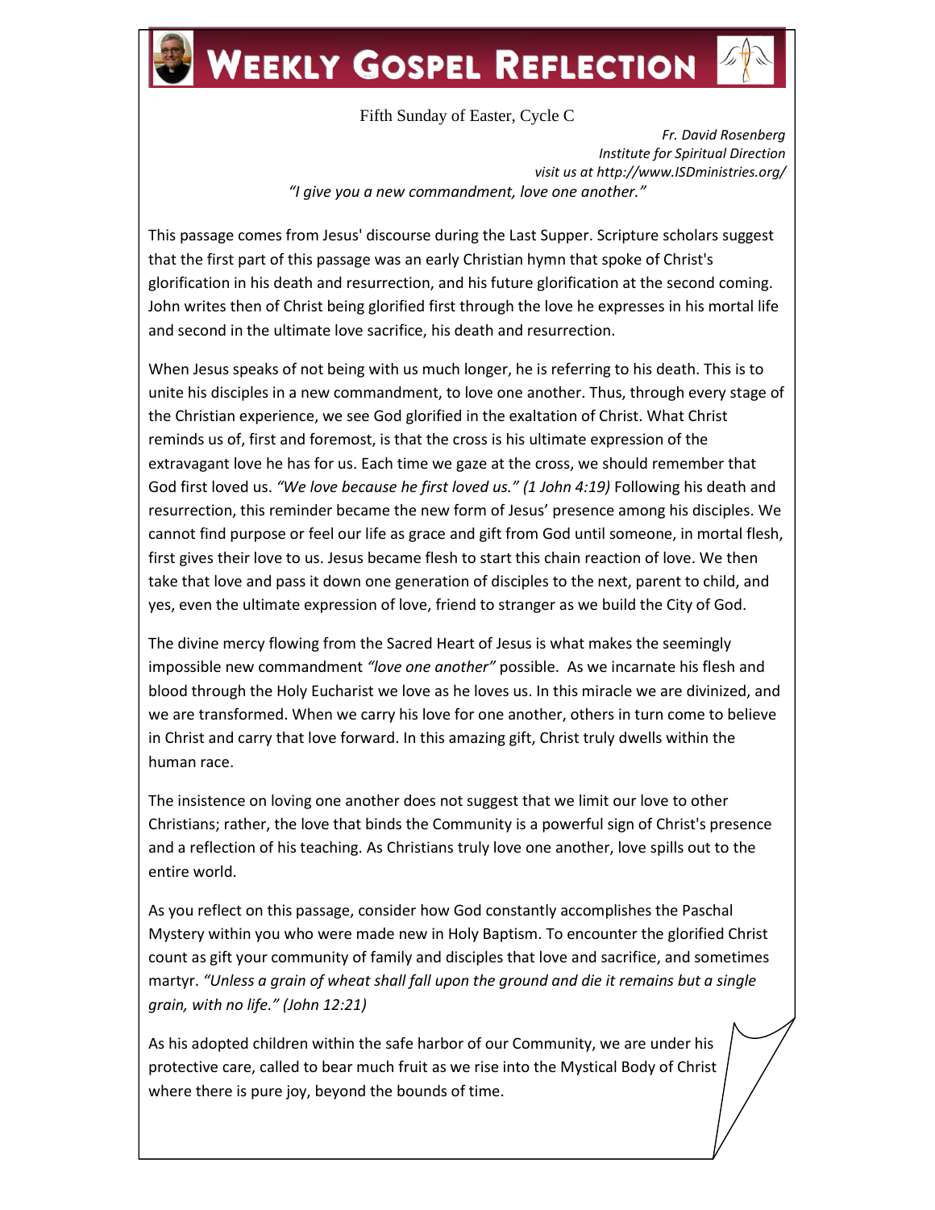# Weekly Gospel Reflection

Fifth Sunday of Easter, Cycle C

*Fr. David Rosenberg*
*Institute for Spiritual Direction*
*visit us at http://www.ISDministries.org/*

*"I give you a new commandment, love one another."*

This passage comes from Jesus' discourse during the Last Supper. Scripture scholars suggest that the first part of this passage was an early Christian hymn that spoke of Christ's glorification in his death and resurrection, and his future glorification at the second coming. John writes then of Christ being glorified first through the love he expresses in his mortal life and second in the ultimate love sacrifice, his death and resurrection.

When Jesus speaks of not being with us much longer, he is referring to his death. This is to unite his disciples in a new commandment, to love one another. Thus, through every stage of the Christian experience, we see God glorified in the exaltation of Christ. What Christ reminds us of, first and foremost, is that the cross is his ultimate expression of the extravagant love he has for us. Each time we gaze at the cross, we should remember that God first loved us. *"We love because he first loved us." (1 John 4:19)* Following his death and resurrection, this reminder became the new form of Jesus' presence among his disciples. We cannot find purpose or feel our life as grace and gift from God until someone, in mortal flesh, first gives their love to us. Jesus became flesh to start this chain reaction of love. We then take that love and pass it down one generation of disciples to the next, parent to child, and yes, even the ultimate expression of love, friend to stranger as we build the City of God.

The divine mercy flowing from the Sacred Heart of Jesus is what makes the seemingly impossible new commandment *"love one another"* possible. As we incarnate his flesh and blood through the Holy Eucharist we love as he loves us. In this miracle we are divinized, and we are transformed. When we carry his love for one another, others in turn come to believe in Christ and carry that love forward. In this amazing gift, Christ truly dwells within the human race.

The insistence on loving one another does not suggest that we limit our love to other Christians; rather, the love that binds the Community is a powerful sign of Christ's presence and a reflection of his teaching. As Christians truly love one another, love spills out to the entire world.

As you reflect on this passage, consider how God constantly accomplishes the Paschal Mystery within you who were made new in Holy Baptism. To encounter the glorified Christ count as gift your community of family and disciples that love and sacrifice, and sometimes martyr. *"Unless a grain of wheat shall fall upon the ground and die it remains but a single grain, with no life." (John 12:21)*

As his adopted children within the safe harbor of our Community, we are under his protective care, called to bear much fruit as we rise into the Mystical Body of Christ where there is pure joy, beyond the bounds of time.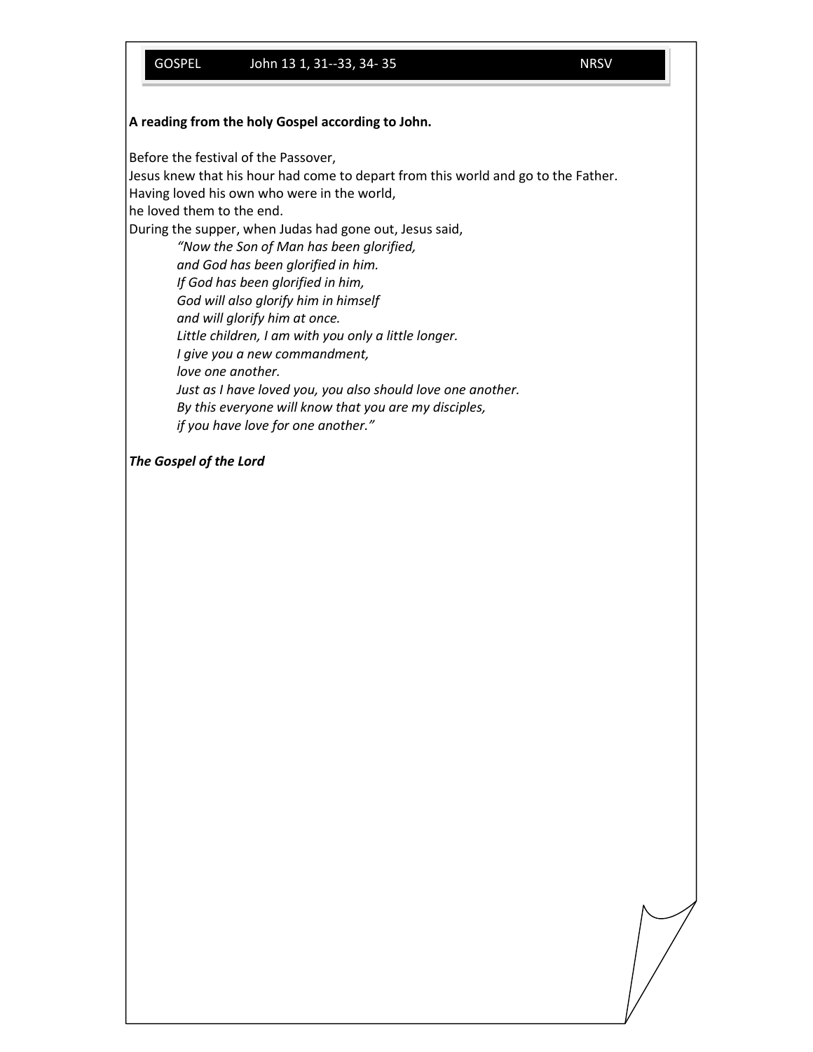GOSPEL John 13 1, 31--33, 34- 35 NRSV

**A reading from the holy Gospel according to John.**

Before the festival of the Passover,
Jesus knew that his hour had come to depart from this world and go to the Father.
Having loved his own who were in the world,
he loved them to the end.
During the supper, when Judas had gone out, Jesus said,

*"Now the Son of Man has been glorified,*
*and God has been glorified in him.*
*If God has been glorified in him,*
*God will also glorify him in himself*
*and will glorify him at once.*
*Little children, I am with you only a little longer.*
*I give you a new commandment,*
*love one another.*
*Just as I have loved you, you also should love one another.*
*By this everyone will know that you are my disciples,*
*if you have love for one another."*

***The Gospel of the Lord***